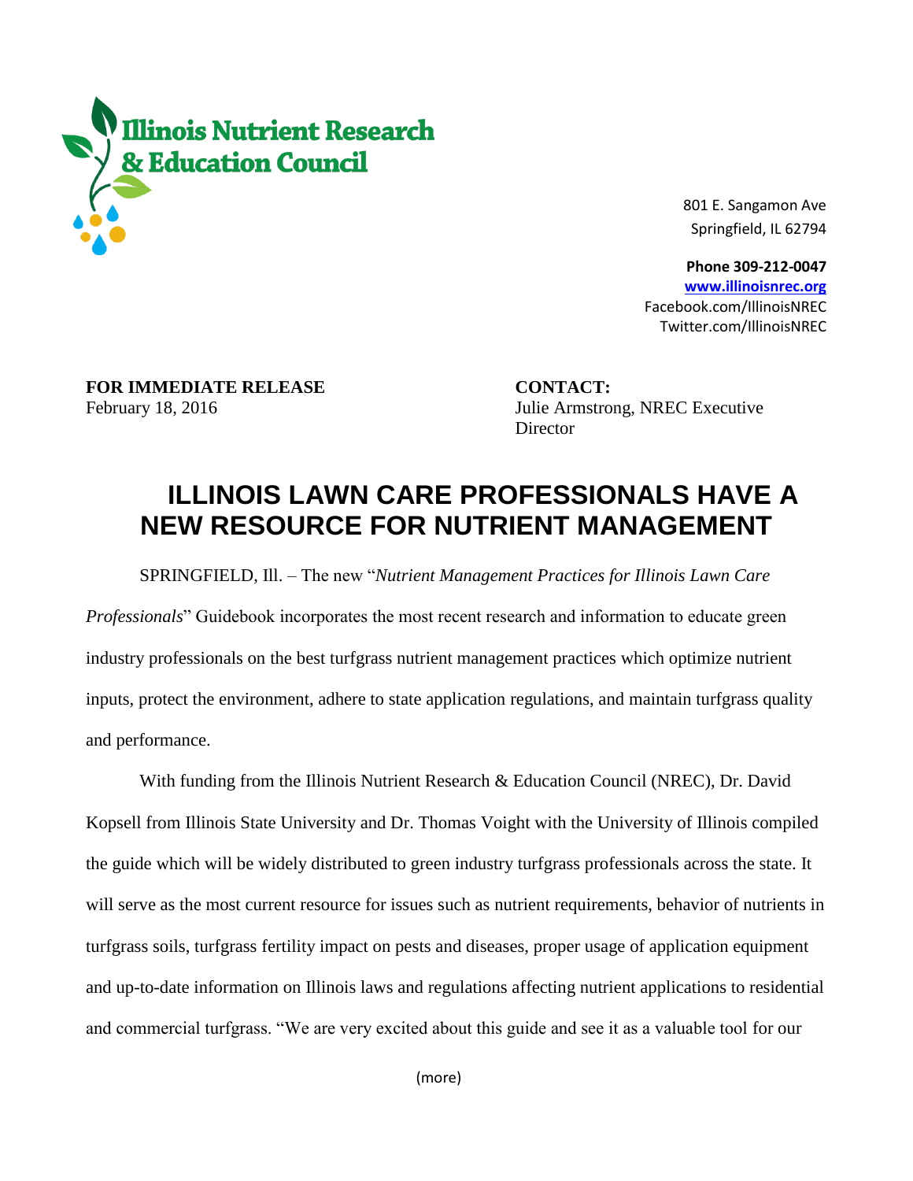**Illinois Nutrient Research & Education Council**

801 E. Sangamon Ave
Springfield, IL 62794

**Phone 309-212-0047**
[www.illinoisnrec.org](http://www.illinoisnrec.org)
Facebook.com/IllinoisNREC
Twitter.com/IllinoisNREC

**FOR IMMEDIATE RELEASE**
February 18, 2016

**CONTACT:**
Julie Armstrong, NREC Executive Director

# ILLINOIS LAWN CARE PROFESSIONALS HAVE A NEW RESOURCE FOR NUTRIENT MANAGEMENT

SPRINGFIELD, Ill. – The new "*Nutrient Management Practices for Illinois Lawn Care Professionals*" Guidebook incorporates the most recent research and information to educate green industry professionals on the best turfgrass nutrient management practices which optimize nutrient inputs, protect the environment, adhere to state application regulations, and maintain turfgrass quality and performance.

With funding from the Illinois Nutrient Research & Education Council (NREC), Dr. David Kopsell from Illinois State University and Dr. Thomas Voight with the University of Illinois compiled the guide which will be widely distributed to green industry turfgrass professionals across the state. It will serve as the most current resource for issues such as nutrient requirements, behavior of nutrients in turfgrass soils, turfgrass fertility impact on pests and diseases, proper usage of application equipment and up-to-date information on Illinois laws and regulations affecting nutrient applications to residential and commercial turfgrass. "We are very excited about this guide and see it as a valuable tool for our

(more)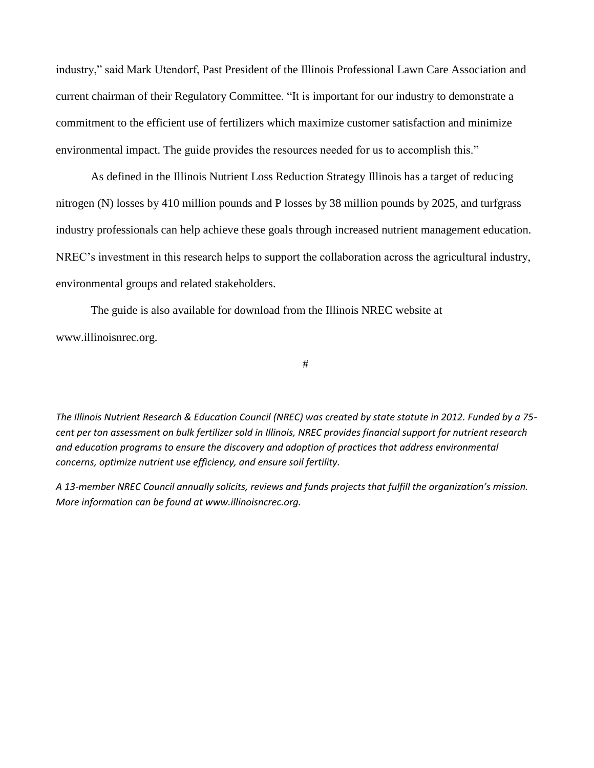industry," said Mark Utendorf, Past President of the Illinois Professional Lawn Care Association and current chairman of their Regulatory Committee. "It is important for our industry to demonstrate a commitment to the efficient use of fertilizers which maximize customer satisfaction and minimize environmental impact. The guide provides the resources needed for us to accomplish this."

As defined in the Illinois Nutrient Loss Reduction Strategy Illinois has a target of reducing nitrogen (N) losses by 410 million pounds and P losses by 38 million pounds by 2025, and turfgrass industry professionals can help achieve these goals through increased nutrient management education. NREC's investment in this research helps to support the collaboration across the agricultural industry, environmental groups and related stakeholders.

The guide is also available for download from the Illinois NREC website at www.illinoisnrec.org.

#

*The Illinois Nutrient Research & Education Council (NREC) was created by state statute in 2012. Funded by a 75-cent per ton assessment on bulk fertilizer sold in Illinois, NREC provides financial support for nutrient research and education programs to ensure the discovery and adoption of practices that address environmental concerns, optimize nutrient use efficiency, and ensure soil fertility.*

*A 13-member NREC Council annually solicits, reviews and funds projects that fulfill the organization's mission. More information can be found at www.illinoisncrec.org.*